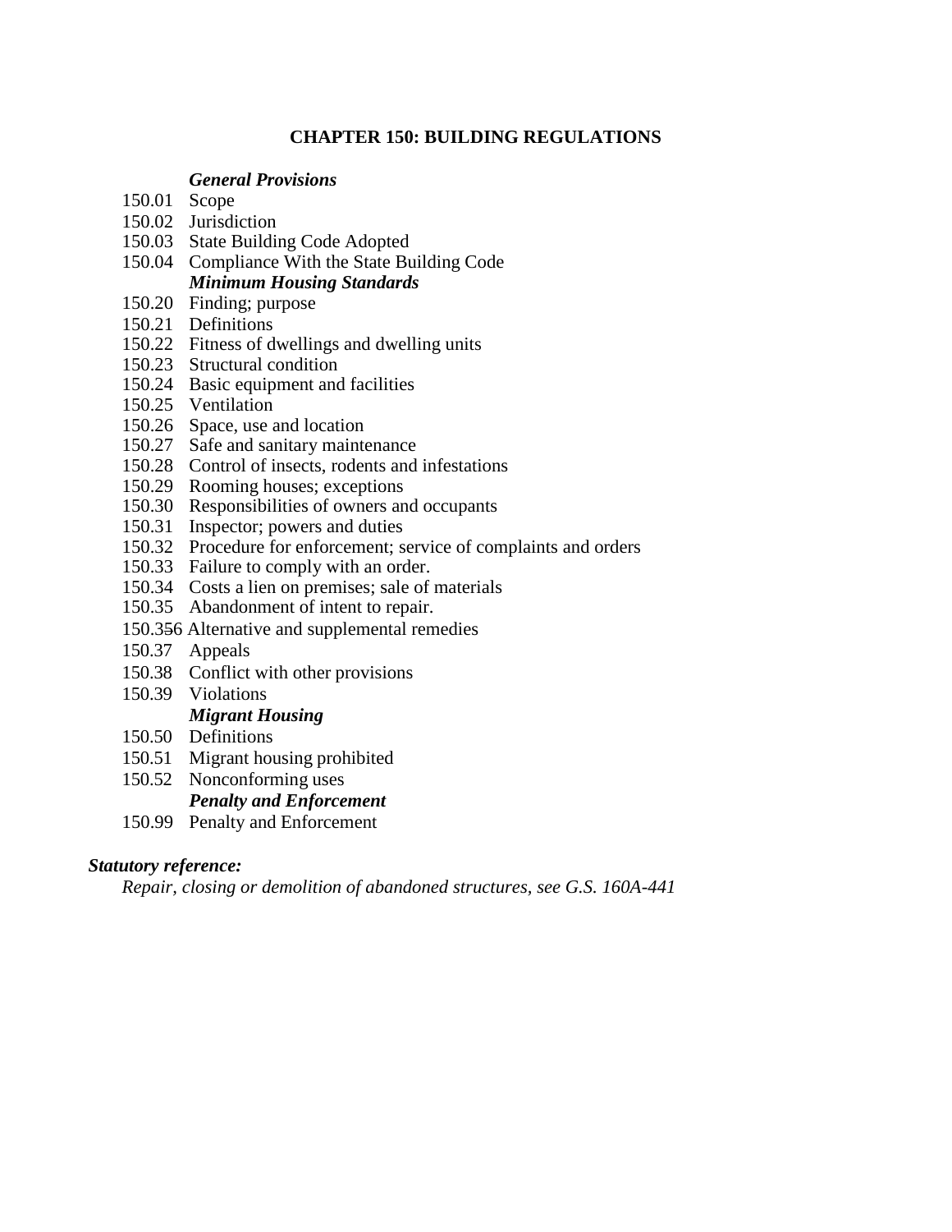# CHAPTER 150: BUILDING REGULATIONS

***General Provisions***

150.01 Scope
150.02 Jurisdiction
150.03 State Building Code Adopted
150.04 Compliance With the State Building Code

***Minimum Housing Standards***

150.20 Finding; purpose
150.21 Definitions
150.22 Fitness of dwellings and dwelling units
150.23 Structural condition
150.24 Basic equipment and facilities
150.25 Ventilation
150.26 Space, use and location
150.27 Safe and sanitary maintenance
150.28 Control of insects, rodents and infestations
150.29 Rooming houses; exceptions
150.30 Responsibilities of owners and occupants
150.31 Inspector; powers and duties
150.32 Procedure for enforcement; service of complaints and orders
150.33 Failure to comply with an order.
150.34 Costs a lien on premises; sale of materials
150.35 Abandonment of intent to repair.
150.356 Alternative and supplemental remedies
150.37 Appeals
150.38 Conflict with other provisions
150.39 Violations

***Migrant Housing***

150.50 Definitions
150.51 Migrant housing prohibited
150.52 Nonconforming uses

***Penalty and Enforcement***

150.99 Penalty and Enforcement

***Statutory reference:***

*Repair, closing or demolition of abandoned structures, see G.S. 160A-441*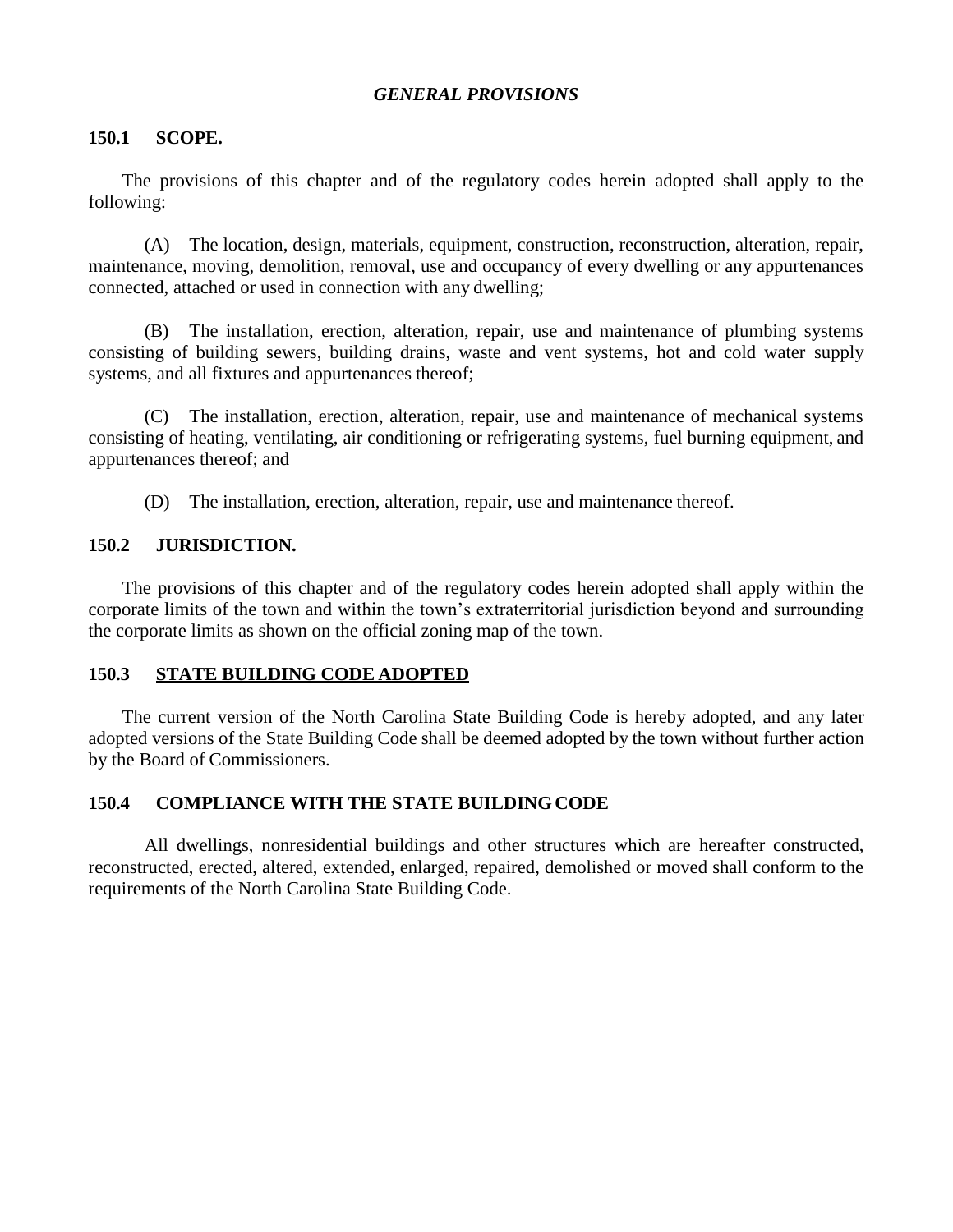## *GENERAL PROVISIONS*

### 150.1 SCOPE.

The provisions of this chapter and of the regulatory codes herein adopted shall apply to the following:

(A) The location, design, materials, equipment, construction, reconstruction, alteration, repair, maintenance, moving, demolition, removal, use and occupancy of every dwelling or any appurtenances connected, attached or used in connection with any dwelling;

(B) The installation, erection, alteration, repair, use and maintenance of plumbing systems consisting of building sewers, building drains, waste and vent systems, hot and cold water supply systems, and all fixtures and appurtenances thereof;

(C) The installation, erection, alteration, repair, use and maintenance of mechanical systems consisting of heating, ventilating, air conditioning or refrigerating systems, fuel burning equipment, and appurtenances thereof; and

(D) The installation, erection, alteration, repair, use and maintenance thereof.

### 150.2 JURISDICTION.

The provisions of this chapter and of the regulatory codes herein adopted shall apply within the corporate limits of the town and within the town's extraterritorial jurisdiction beyond and surrounding the corporate limits as shown on the official zoning map of the town.

### 150.3 <u>STATE BUILDING CODE ADOPTED</u>

The current version of the North Carolina State Building Code is hereby adopted, and any later adopted versions of the State Building Code shall be deemed adopted by the town without further action by the Board of Commissioners.

### 150.4 COMPLIANCE WITH THE STATE BUILDING CODE

All dwellings, nonresidential buildings and other structures which are hereafter constructed, reconstructed, erected, altered, extended, enlarged, repaired, demolished or moved shall conform to the requirements of the North Carolina State Building Code.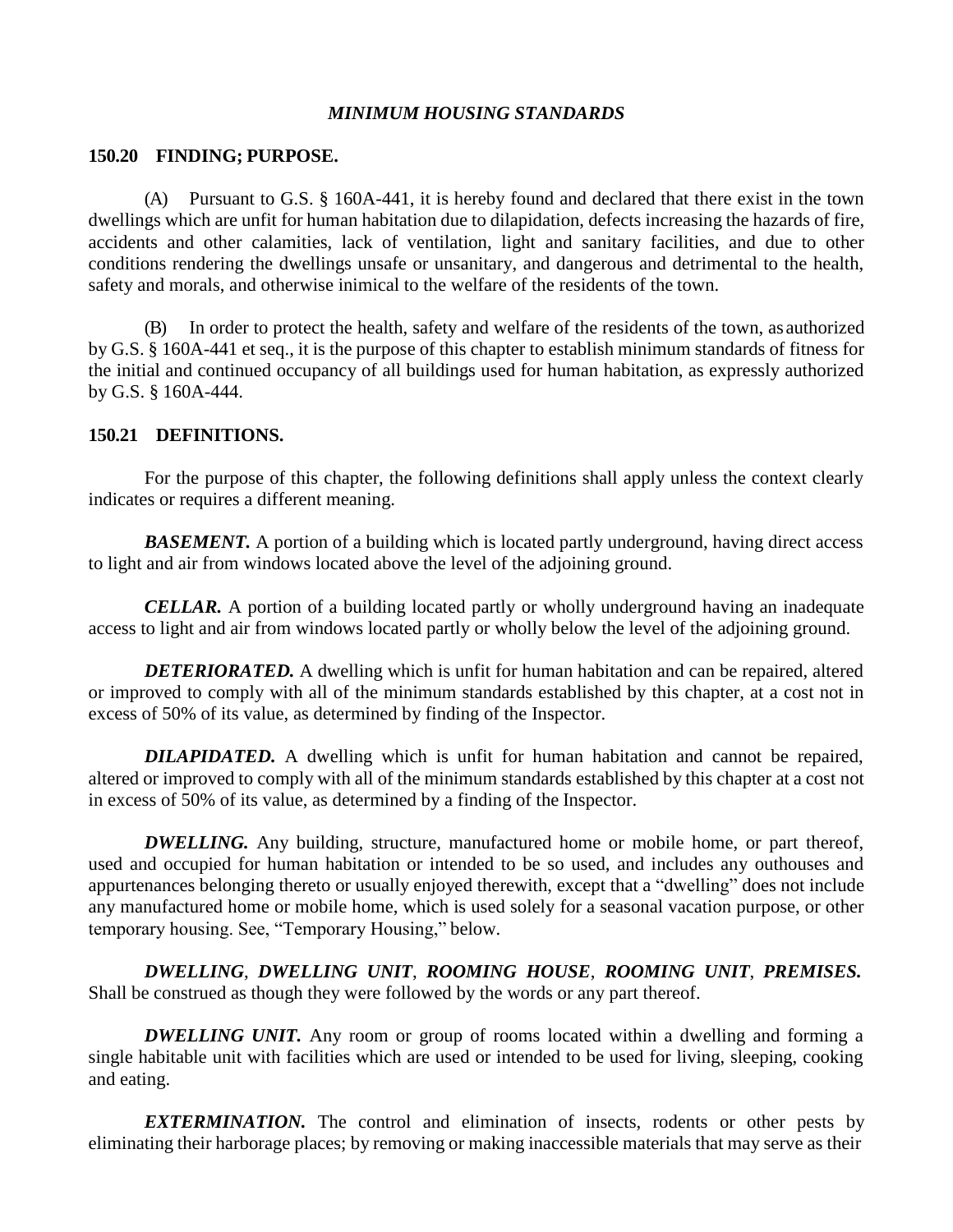*MINIMUM HOUSING STANDARDS*

## 150.20 FINDING; PURPOSE.

(A) Pursuant to G.S. § 160A-441, it is hereby found and declared that there exist in the town dwellings which are unfit for human habitation due to dilapidation, defects increasing the hazards of fire, accidents and other calamities, lack of ventilation, light and sanitary facilities, and due to other conditions rendering the dwellings unsafe or unsanitary, and dangerous and detrimental to the health, safety and morals, and otherwise inimical to the welfare of the residents of the town.

(B) In order to protect the health, safety and welfare of the residents of the town, as authorized by G.S. § 160A-441 et seq., it is the purpose of this chapter to establish minimum standards of fitness for the initial and continued occupancy of all buildings used for human habitation, as expressly authorized by G.S. § 160A-444.

## 150.21 DEFINITIONS.

For the purpose of this chapter, the following definitions shall apply unless the context clearly indicates or requires a different meaning.

***BASEMENT.*** A portion of a building which is located partly underground, having direct access to light and air from windows located above the level of the adjoining ground.

***CELLAR.*** A portion of a building located partly or wholly underground having an inadequate access to light and air from windows located partly or wholly below the level of the adjoining ground.

***DETERIORATED.*** A dwelling which is unfit for human habitation and can be repaired, altered or improved to comply with all of the minimum standards established by this chapter, at a cost not in excess of 50% of its value, as determined by finding of the Inspector.

***DILAPIDATED.*** A dwelling which is unfit for human habitation and cannot be repaired, altered or improved to comply with all of the minimum standards established by this chapter at a cost not in excess of 50% of its value, as determined by a finding of the Inspector.

***DWELLING.*** Any building, structure, manufactured home or mobile home, or part thereof, used and occupied for human habitation or intended to be so used, and includes any outhouses and appurtenances belonging thereto or usually enjoyed therewith, except that a "dwelling" does not include any manufactured home or mobile home, which is used solely for a seasonal vacation purpose, or other temporary housing. See, "Temporary Housing," below.

***DWELLING***, ***DWELLING UNIT***, ***ROOMING HOUSE***, ***ROOMING UNIT***, ***PREMISES.*** Shall be construed as though they were followed by the words or any part thereof.

***DWELLING UNIT.*** Any room or group of rooms located within a dwelling and forming a single habitable unit with facilities which are used or intended to be used for living, sleeping, cooking and eating.

***EXTERMINATION.*** The control and elimination of insects, rodents or other pests by eliminating their harborage places; by removing or making inaccessible materials that may serve as their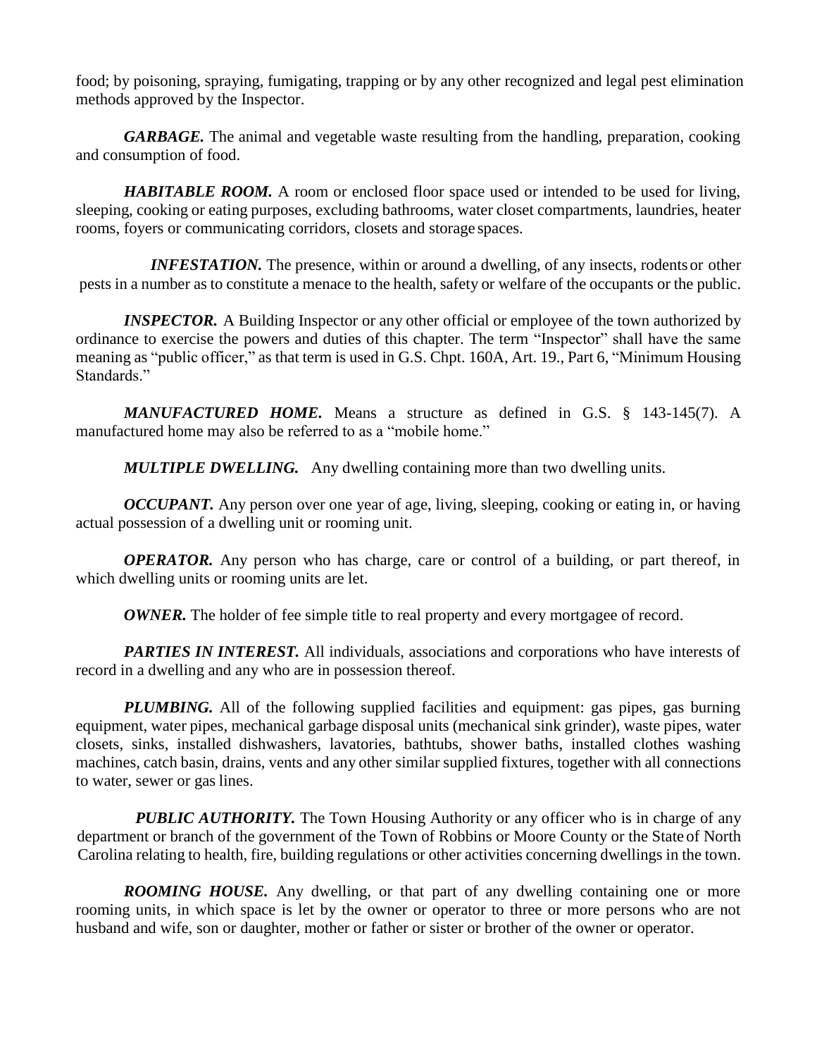food; by poisoning, spraying, fumigating, trapping or by any other recognized and legal pest elimination methods approved by the Inspector.

***GARBAGE.*** The animal and vegetable waste resulting from the handling, preparation, cooking and consumption of food.

***HABITABLE ROOM.*** A room or enclosed floor space used or intended to be used for living, sleeping, cooking or eating purposes, excluding bathrooms, water closet compartments, laundries, heater rooms, foyers or communicating corridors, closets and storage spaces.

***INFESTATION.*** The presence, within or around a dwelling, of any insects, rodents or other pests in a number as to constitute a menace to the health, safety or welfare of the occupants or the public.

***INSPECTOR.*** A Building Inspector or any other official or employee of the town authorized by ordinance to exercise the powers and duties of this chapter. The term "Inspector" shall have the same meaning as "public officer," as that term is used in G.S. Chpt. 160A, Art. 19., Part 6, "Minimum Housing Standards."

***MANUFACTURED HOME.*** Means a structure as defined in G.S. § 143-145(7). A manufactured home may also be referred to as a "mobile home."

***MULTIPLE DWELLING.*** Any dwelling containing more than two dwelling units.

***OCCUPANT.*** Any person over one year of age, living, sleeping, cooking or eating in, or having actual possession of a dwelling unit or rooming unit.

***OPERATOR.*** Any person who has charge, care or control of a building, or part thereof, in which dwelling units or rooming units are let.

***OWNER.*** The holder of fee simple title to real property and every mortgagee of record.

***PARTIES IN INTEREST.*** All individuals, associations and corporations who have interests of record in a dwelling and any who are in possession thereof.

***PLUMBING.*** All of the following supplied facilities and equipment: gas pipes, gas burning equipment, water pipes, mechanical garbage disposal units (mechanical sink grinder), waste pipes, water closets, sinks, installed dishwashers, lavatories, bathtubs, shower baths, installed clothes washing machines, catch basin, drains, vents and any other similar supplied fixtures, together with all connections to water, sewer or gas lines.

***PUBLIC AUTHORITY.*** The Town Housing Authority or any officer who is in charge of any department or branch of the government of the Town of Robbins or Moore County or the State of North Carolina relating to health, fire, building regulations or other activities concerning dwellings in the town.

***ROOMING HOUSE.*** Any dwelling, or that part of any dwelling containing one or more rooming units, in which space is let by the owner or operator to three or more persons who are not husband and wife, son or daughter, mother or father or sister or brother of the owner or operator.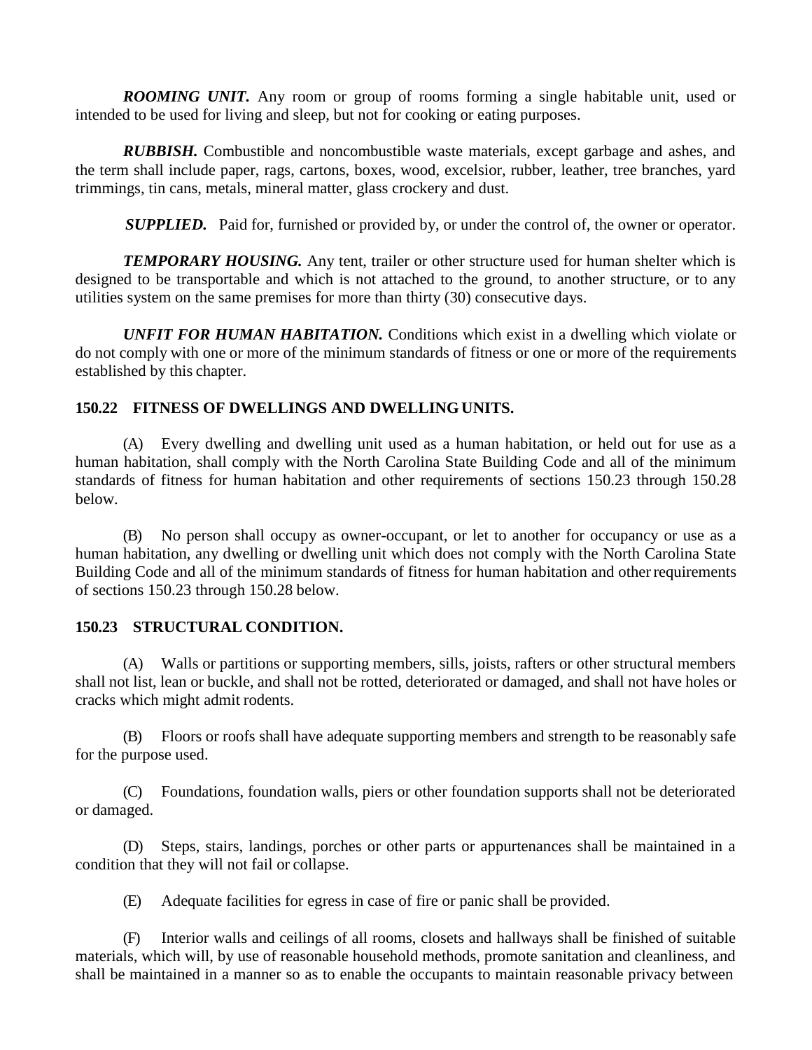***ROOMING UNIT.*** Any room or group of rooms forming a single habitable unit, used or intended to be used for living and sleep, but not for cooking or eating purposes.

***RUBBISH.*** Combustible and noncombustible waste materials, except garbage and ashes, and the term shall include paper, rags, cartons, boxes, wood, excelsior, rubber, leather, tree branches, yard trimmings, tin cans, metals, mineral matter, glass crockery and dust.

***SUPPLIED.*** Paid for, furnished or provided by, or under the control of, the owner or operator.

***TEMPORARY HOUSING.*** Any tent, trailer or other structure used for human shelter which is designed to be transportable and which is not attached to the ground, to another structure, or to any utilities system on the same premises for more than thirty (30) consecutive days.

***UNFIT FOR HUMAN HABITATION.*** Conditions which exist in a dwelling which violate or do not comply with one or more of the minimum standards of fitness or one or more of the requirements established by this chapter.

**150.22 FITNESS OF DWELLINGS AND DWELLING UNITS.**

(A) Every dwelling and dwelling unit used as a human habitation, or held out for use as a human habitation, shall comply with the North Carolina State Building Code and all of the minimum standards of fitness for human habitation and other requirements of sections 150.23 through 150.28 below.

(B) No person shall occupy as owner-occupant, or let to another for occupancy or use as a human habitation, any dwelling or dwelling unit which does not comply with the North Carolina State Building Code and all of the minimum standards of fitness for human habitation and other requirements of sections 150.23 through 150.28 below.

**150.23 STRUCTURAL CONDITION.**

(A) Walls or partitions or supporting members, sills, joists, rafters or other structural members shall not list, lean or buckle, and shall not be rotted, deteriorated or damaged, and shall not have holes or cracks which might admit rodents.

(B) Floors or roofs shall have adequate supporting members and strength to be reasonably safe for the purpose used.

(C) Foundations, foundation walls, piers or other foundation supports shall not be deteriorated or damaged.

(D) Steps, stairs, landings, porches or other parts or appurtenances shall be maintained in a condition that they will not fail or collapse.

(E) Adequate facilities for egress in case of fire or panic shall be provided.

(F) Interior walls and ceilings of all rooms, closets and hallways shall be finished of suitable materials, which will, by use of reasonable household methods, promote sanitation and cleanliness, and shall be maintained in a manner so as to enable the occupants to maintain reasonable privacy between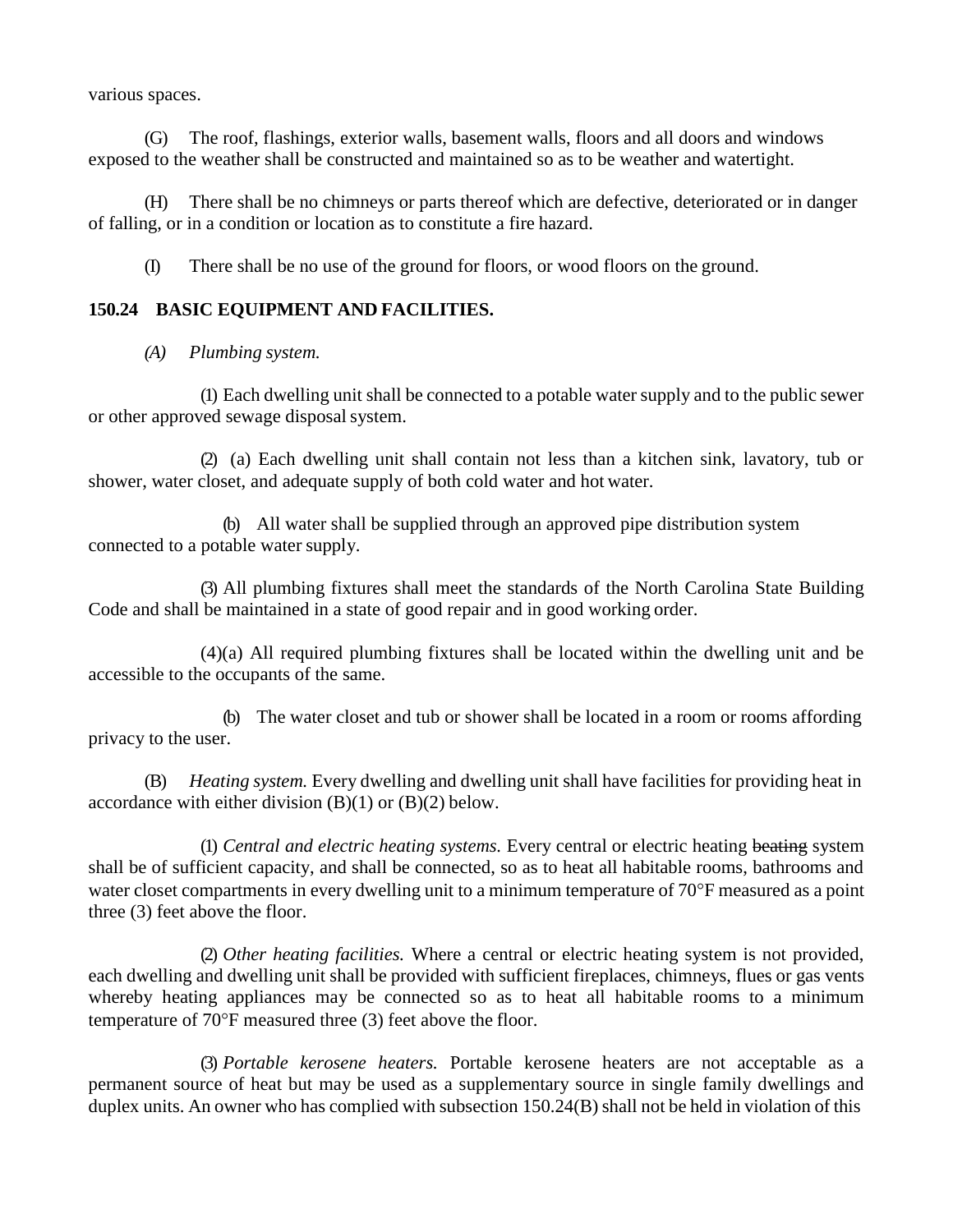various spaces.

(G) The roof, flashings, exterior walls, basement walls, floors and all doors and windows exposed to the weather shall be constructed and maintained so as to be weather and watertight.

(H) There shall be no chimneys or parts thereof which are defective, deteriorated or in danger of falling, or in a condition or location as to constitute a fire hazard.

(I) There shall be no use of the ground for floors, or wood floors on the ground.

**150.24 BASIC EQUIPMENT AND FACILITIES.**

*(A) Plumbing system.*

(1) Each dwelling unit shall be connected to a potable water supply and to the public sewer or other approved sewage disposal system.

(2) (a) Each dwelling unit shall contain not less than a kitchen sink, lavatory, tub or shower, water closet, and adequate supply of both cold water and hot water.

(b) All water shall be supplied through an approved pipe distribution system connected to a potable water supply.

(3) All plumbing fixtures shall meet the standards of the North Carolina State Building Code and shall be maintained in a state of good repair and in good working order.

(4)(a) All required plumbing fixtures shall be located within the dwelling unit and be accessible to the occupants of the same.

(b) The water closet and tub or shower shall be located in a room or rooms affording privacy to the user.

(B) *Heating system.* Every dwelling and dwelling unit shall have facilities for providing heat in accordance with either division (B)(1) or (B)(2) below.

(1) *Central and electric heating systems.* Every central or electric heating ~~beating~~ system shall be of sufficient capacity, and shall be connected, so as to heat all habitable rooms, bathrooms and water closet compartments in every dwelling unit to a minimum temperature of 70°F measured as a point three (3) feet above the floor.

(2) *Other heating facilities.* Where a central or electric heating system is not provided, each dwelling and dwelling unit shall be provided with sufficient fireplaces, chimneys, flues or gas vents whereby heating appliances may be connected so as to heat all habitable rooms to a minimum temperature of 70°F measured three (3) feet above the floor.

(3) *Portable kerosene heaters.* Portable kerosene heaters are not acceptable as a permanent source of heat but may be used as a supplementary source in single family dwellings and duplex units. An owner who has complied with subsection 150.24(B) shall not be held in violation of this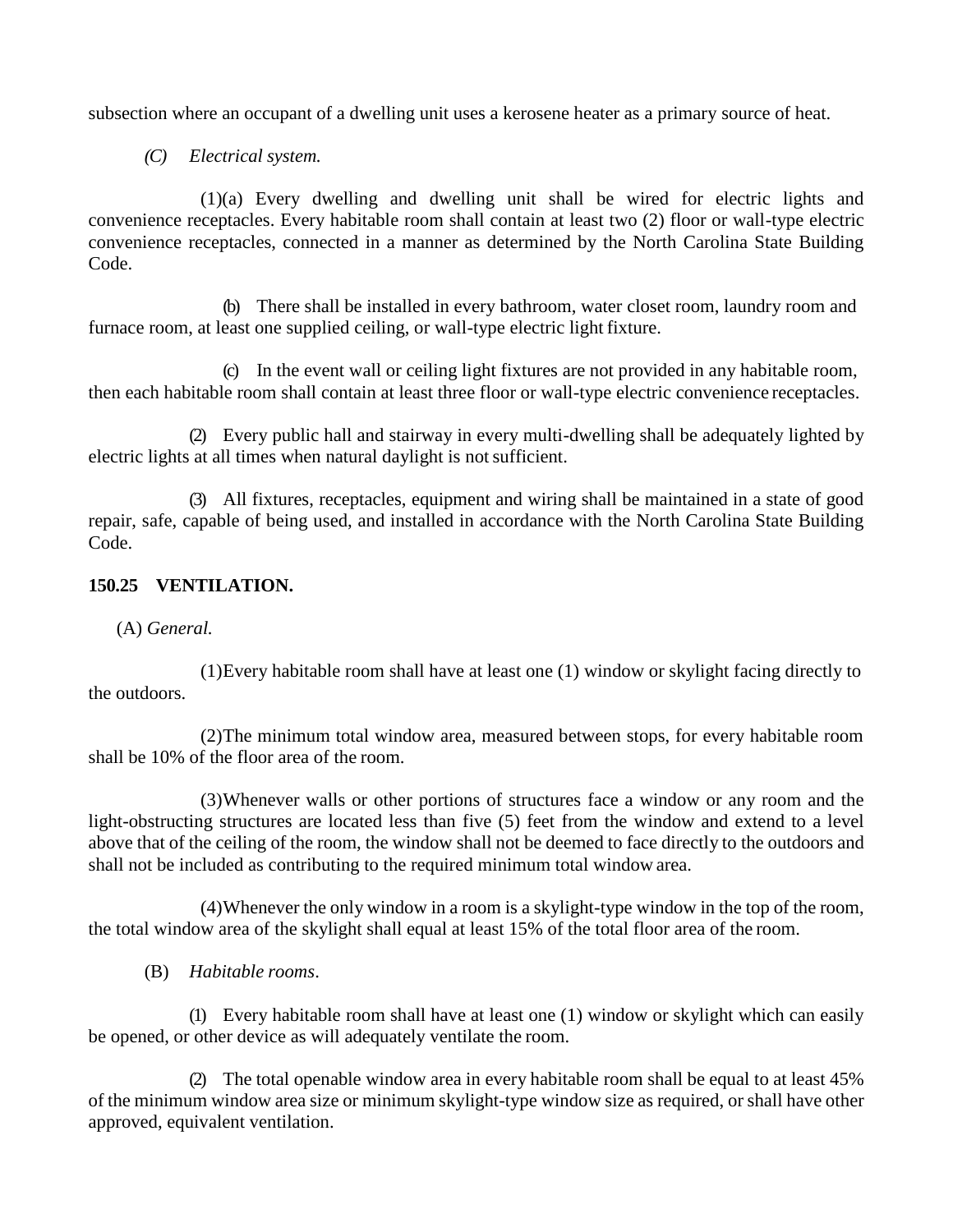subsection where an occupant of a dwelling unit uses a kerosene heater as a primary source of heat.

*(C) Electrical system.*

(1)(a) Every dwelling and dwelling unit shall be wired for electric lights and convenience receptacles. Every habitable room shall contain at least two (2) floor or wall-type electric convenience receptacles, connected in a manner as determined by the North Carolina State Building Code.

(b) There shall be installed in every bathroom, water closet room, laundry room and furnace room, at least one supplied ceiling, or wall-type electric light fixture.

(c) In the event wall or ceiling light fixtures are not provided in any habitable room, then each habitable room shall contain at least three floor or wall-type electric convenience receptacles.

(2) Every public hall and stairway in every multi-dwelling shall be adequately lighted by electric lights at all times when natural daylight is not sufficient.

(3) All fixtures, receptacles, equipment and wiring shall be maintained in a state of good repair, safe, capable of being used, and installed in accordance with the North Carolina State Building Code.

### 150.25 VENTILATION.

(A) *General.*

(1)Every habitable room shall have at least one (1) window or skylight facing directly to the outdoors.

(2)The minimum total window area, measured between stops, for every habitable room shall be 10% of the floor area of the room.

(3)Whenever walls or other portions of structures face a window or any room and the light-obstructing structures are located less than five (5) feet from the window and extend to a level above that of the ceiling of the room, the window shall not be deemed to face directly to the outdoors and shall not be included as contributing to the required minimum total window area.

(4)Whenever the only window in a room is a skylight-type window in the top of the room, the total window area of the skylight shall equal at least 15% of the total floor area of the room.

(B) *Habitable rooms*.

(1) Every habitable room shall have at least one (1) window or skylight which can easily be opened, or other device as will adequately ventilate the room.

(2) The total openable window area in every habitable room shall be equal to at least 45% of the minimum window area size or minimum skylight-type window size as required, or shall have other approved, equivalent ventilation.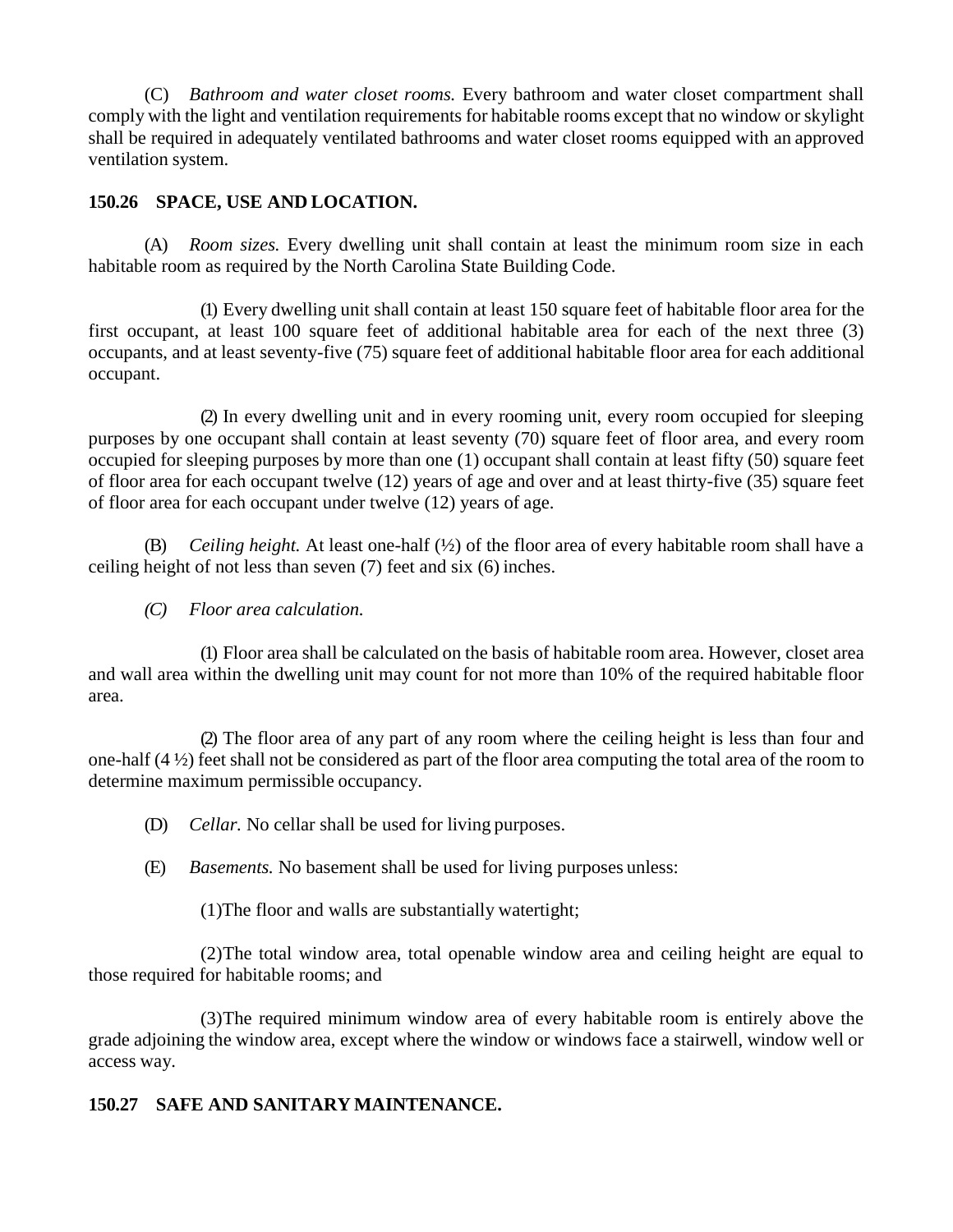(C) *Bathroom and water closet rooms.* Every bathroom and water closet compartment shall comply with the light and ventilation requirements for habitable rooms except that no window or skylight shall be required in adequately ventilated bathrooms and water closet rooms equipped with an approved ventilation system.

**150.26 SPACE, USE AND LOCATION.**

(A) *Room sizes.* Every dwelling unit shall contain at least the minimum room size in each habitable room as required by the North Carolina State Building Code.

(1) Every dwelling unit shall contain at least 150 square feet of habitable floor area for the first occupant, at least 100 square feet of additional habitable area for each of the next three (3) occupants, and at least seventy-five (75) square feet of additional habitable floor area for each additional occupant.

(2) In every dwelling unit and in every rooming unit, every room occupied for sleeping purposes by one occupant shall contain at least seventy (70) square feet of floor area, and every room occupied for sleeping purposes by more than one (1) occupant shall contain at least fifty (50) square feet of floor area for each occupant twelve (12) years of age and over and at least thirty-five (35) square feet of floor area for each occupant under twelve (12) years of age.

(B) *Ceiling height.* At least one-half (½) of the floor area of every habitable room shall have a ceiling height of not less than seven (7) feet and six (6) inches.

*(C) Floor area calculation.*

(1) Floor area shall be calculated on the basis of habitable room area. However, closet area and wall area within the dwelling unit may count for not more than 10% of the required habitable floor area.

(2) The floor area of any part of any room where the ceiling height is less than four and one-half (4 ½) feet shall not be considered as part of the floor area computing the total area of the room to determine maximum permissible occupancy.

(D) *Cellar.* No cellar shall be used for living purposes.

(E) *Basements.* No basement shall be used for living purposes unless:

(1)The floor and walls are substantially watertight;

(2)The total window area, total openable window area and ceiling height are equal to those required for habitable rooms; and

(3)The required minimum window area of every habitable room is entirely above the grade adjoining the window area, except where the window or windows face a stairwell, window well or access way.

**150.27 SAFE AND SANITARY MAINTENANCE.**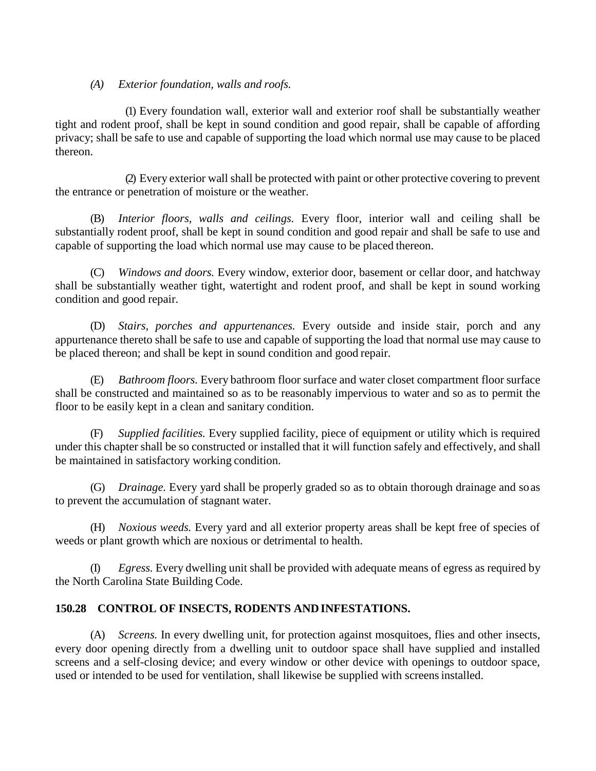(A) *Exterior foundation, walls and roofs.*

(1) Every foundation wall, exterior wall and exterior roof shall be substantially weather tight and rodent proof, shall be kept in sound condition and good repair, shall be capable of affording privacy; shall be safe to use and capable of supporting the load which normal use may cause to be placed thereon.

(2) Every exterior wall shall be protected with paint or other protective covering to prevent the entrance or penetration of moisture or the weather.

(B) *Interior floors, walls and ceilings.* Every floor, interior wall and ceiling shall be substantially rodent proof, shall be kept in sound condition and good repair and shall be safe to use and capable of supporting the load which normal use may cause to be placed thereon.

(C) *Windows and doors.* Every window, exterior door, basement or cellar door, and hatchway shall be substantially weather tight, watertight and rodent proof, and shall be kept in sound working condition and good repair.

(D) *Stairs, porches and appurtenances.* Every outside and inside stair, porch and any appurtenance thereto shall be safe to use and capable of supporting the load that normal use may cause to be placed thereon; and shall be kept in sound condition and good repair.

(E) *Bathroom floors.* Every bathroom floor surface and water closet compartment floor surface shall be constructed and maintained so as to be reasonably impervious to water and so as to permit the floor to be easily kept in a clean and sanitary condition.

(F) *Supplied facilities.* Every supplied facility, piece of equipment or utility which is required under this chapter shall be so constructed or installed that it will function safely and effectively, and shall be maintained in satisfactory working condition.

(G) *Drainage.* Every yard shall be properly graded so as to obtain thorough drainage and so as to prevent the accumulation of stagnant water.

(H) *Noxious weeds.* Every yard and all exterior property areas shall be kept free of species of weeds or plant growth which are noxious or detrimental to health.

(I) *Egress.* Every dwelling unit shall be provided with adequate means of egress as required by the North Carolina State Building Code.

**150.28 CONTROL OF INSECTS, RODENTS AND INFESTATIONS.**

(A) *Screens.* In every dwelling unit, for protection against mosquitoes, flies and other insects, every door opening directly from a dwelling unit to outdoor space shall have supplied and installed screens and a self-closing device; and every window or other device with openings to outdoor space, used or intended to be used for ventilation, shall likewise be supplied with screens installed.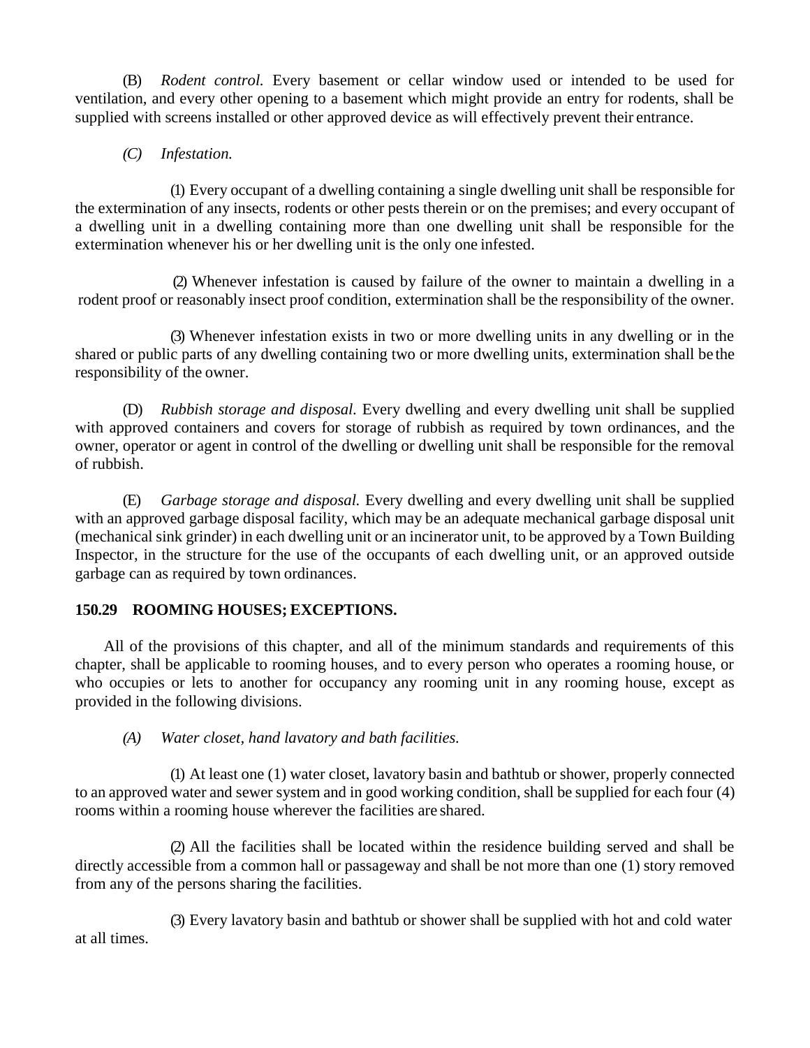(B) *Rodent control.* Every basement or cellar window used or intended to be used for ventilation, and every other opening to a basement which might provide an entry for rodents, shall be supplied with screens installed or other approved device as will effectively prevent their entrance.

*(C) Infestation.*

(1) Every occupant of a dwelling containing a single dwelling unit shall be responsible for the extermination of any insects, rodents or other pests therein or on the premises; and every occupant of a dwelling unit in a dwelling containing more than one dwelling unit shall be responsible for the extermination whenever his or her dwelling unit is the only one infested.

(2) Whenever infestation is caused by failure of the owner to maintain a dwelling in a rodent proof or reasonably insect proof condition, extermination shall be the responsibility of the owner.

(3) Whenever infestation exists in two or more dwelling units in any dwelling or in the shared or public parts of any dwelling containing two or more dwelling units, extermination shall be the responsibility of the owner.

(D) *Rubbish storage and disposal.* Every dwelling and every dwelling unit shall be supplied with approved containers and covers for storage of rubbish as required by town ordinances, and the owner, operator or agent in control of the dwelling or dwelling unit shall be responsible for the removal of rubbish.

(E) *Garbage storage and disposal.* Every dwelling and every dwelling unit shall be supplied with an approved garbage disposal facility, which may be an adequate mechanical garbage disposal unit (mechanical sink grinder) in each dwelling unit or an incinerator unit, to be approved by a Town Building Inspector, in the structure for the use of the occupants of each dwelling unit, or an approved outside garbage can as required by town ordinances.

**150.29 ROOMING HOUSES; EXCEPTIONS.**

All of the provisions of this chapter, and all of the minimum standards and requirements of this chapter, shall be applicable to rooming houses, and to every person who operates a rooming house, or who occupies or lets to another for occupancy any rooming unit in any rooming house, except as provided in the following divisions.

*(A) Water closet, hand lavatory and bath facilities.*

(1) At least one (1) water closet, lavatory basin and bathtub or shower, properly connected to an approved water and sewer system and in good working condition, shall be supplied for each four (4) rooms within a rooming house wherever the facilities are shared.

(2) All the facilities shall be located within the residence building served and shall be directly accessible from a common hall or passageway and shall be not more than one (1) story removed from any of the persons sharing the facilities.

(3) Every lavatory basin and bathtub or shower shall be supplied with hot and cold water at all times.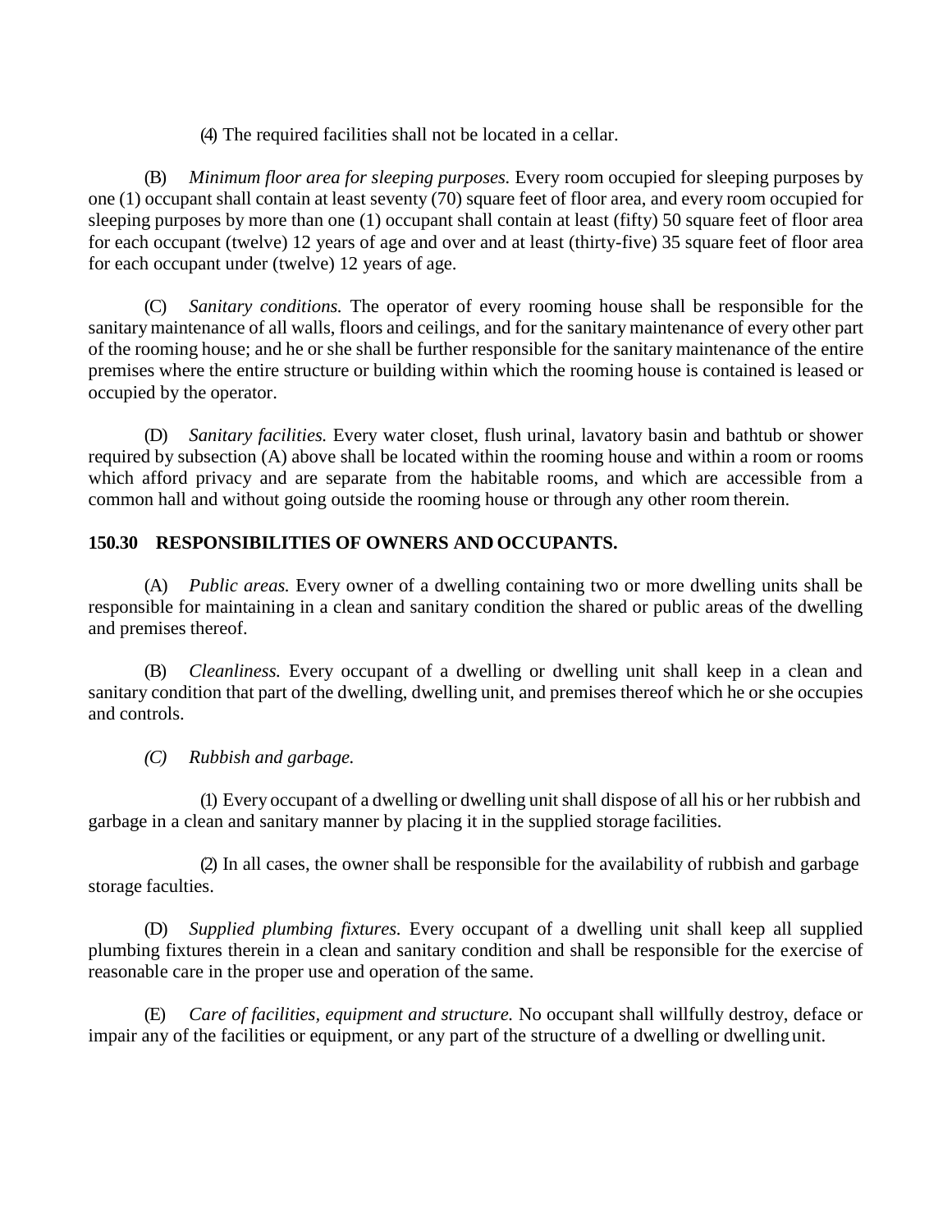(4) The required facilities shall not be located in a cellar.

(B) *Minimum floor area for sleeping purposes.* Every room occupied for sleeping purposes by one (1) occupant shall contain at least seventy (70) square feet of floor area, and every room occupied for sleeping purposes by more than one (1) occupant shall contain at least (fifty) 50 square feet of floor area for each occupant (twelve) 12 years of age and over and at least (thirty-five) 35 square feet of floor area for each occupant under (twelve) 12 years of age.

(C) *Sanitary conditions.* The operator of every rooming house shall be responsible for the sanitary maintenance of all walls, floors and ceilings, and for the sanitary maintenance of every other part of the rooming house; and he or she shall be further responsible for the sanitary maintenance of the entire premises where the entire structure or building within which the rooming house is contained is leased or occupied by the operator.

(D) *Sanitary facilities.* Every water closet, flush urinal, lavatory basin and bathtub or shower required by subsection (A) above shall be located within the rooming house and within a room or rooms which afford privacy and are separate from the habitable rooms, and which are accessible from a common hall and without going outside the rooming house or through any other room therein.

**150.30 RESPONSIBILITIES OF OWNERS AND OCCUPANTS.**

(A) *Public areas.* Every owner of a dwelling containing two or more dwelling units shall be responsible for maintaining in a clean and sanitary condition the shared or public areas of the dwelling and premises thereof.

(B) *Cleanliness.* Every occupant of a dwelling or dwelling unit shall keep in a clean and sanitary condition that part of the dwelling, dwelling unit, and premises thereof which he or she occupies and controls.

*(C) Rubbish and garbage.*

(1) Every occupant of a dwelling or dwelling unit shall dispose of all his or her rubbish and garbage in a clean and sanitary manner by placing it in the supplied storage facilities.

(2) In all cases, the owner shall be responsible for the availability of rubbish and garbage storage faculties.

(D) *Supplied plumbing fixtures.* Every occupant of a dwelling unit shall keep all supplied plumbing fixtures therein in a clean and sanitary condition and shall be responsible for the exercise of reasonable care in the proper use and operation of the same.

(E) *Care of facilities, equipment and structure.* No occupant shall willfully destroy, deface or impair any of the facilities or equipment, or any part of the structure of a dwelling or dwelling unit.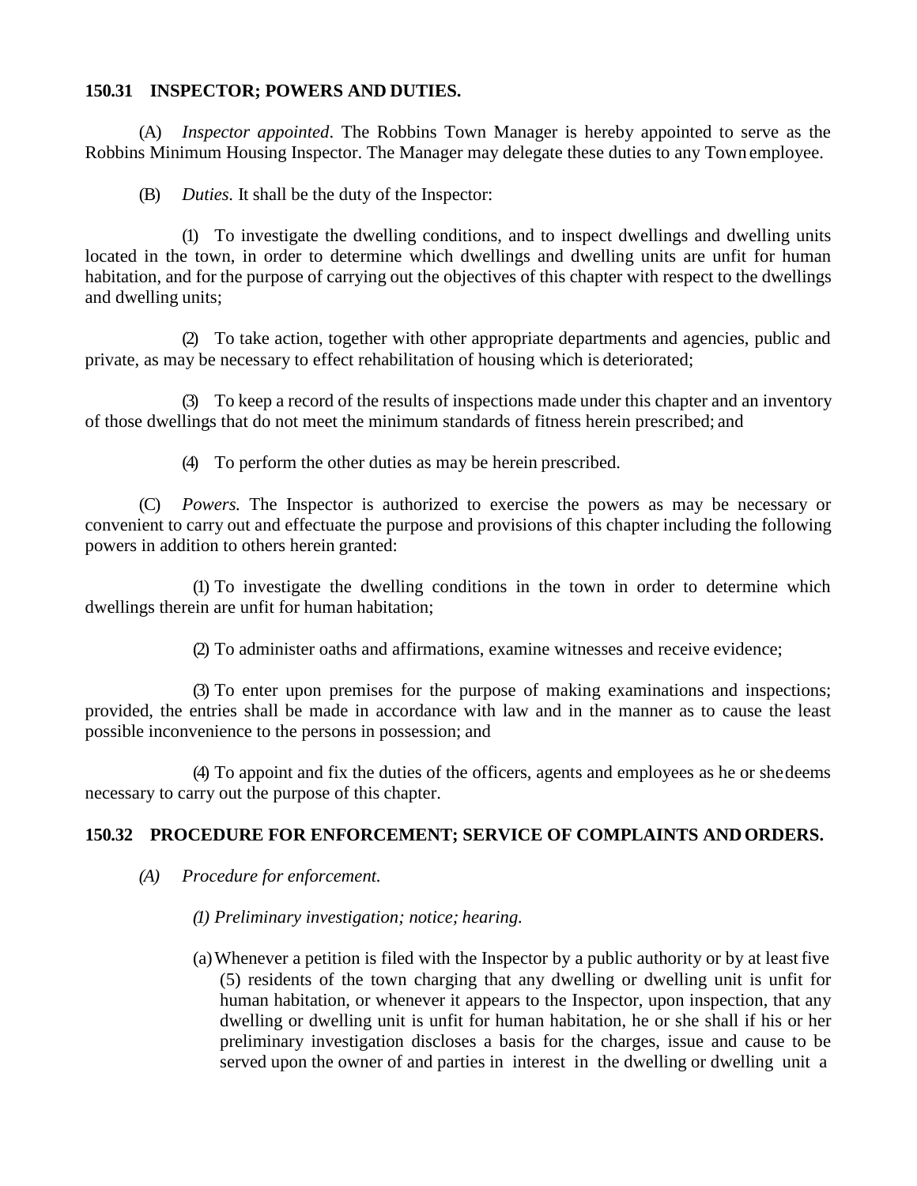**150.31 INSPECTOR; POWERS AND DUTIES.**

(A) *Inspector appointed*. The Robbins Town Manager is hereby appointed to serve as the Robbins Minimum Housing Inspector. The Manager may delegate these duties to any Town employee.

(B) *Duties.* It shall be the duty of the Inspector:

(1) To investigate the dwelling conditions, and to inspect dwellings and dwelling units located in the town, in order to determine which dwellings and dwelling units are unfit for human habitation, and for the purpose of carrying out the objectives of this chapter with respect to the dwellings and dwelling units;

(2) To take action, together with other appropriate departments and agencies, public and private, as may be necessary to effect rehabilitation of housing which is deteriorated;

(3) To keep a record of the results of inspections made under this chapter and an inventory of those dwellings that do not meet the minimum standards of fitness herein prescribed; and

(4) To perform the other duties as may be herein prescribed.

(C) *Powers.* The Inspector is authorized to exercise the powers as may be necessary or convenient to carry out and effectuate the purpose and provisions of this chapter including the following powers in addition to others herein granted:

(1) To investigate the dwelling conditions in the town in order to determine which dwellings therein are unfit for human habitation;

(2) To administer oaths and affirmations, examine witnesses and receive evidence;

(3) To enter upon premises for the purpose of making examinations and inspections; provided, the entries shall be made in accordance with law and in the manner as to cause the least possible inconvenience to the persons in possession; and

(4) To appoint and fix the duties of the officers, agents and employees as he or she deems necessary to carry out the purpose of this chapter.

**150.32 PROCEDURE FOR ENFORCEMENT; SERVICE OF COMPLAINTS AND ORDERS.**

*(A) Procedure for enforcement.*

*(1) Preliminary investigation; notice; hearing.*

(a) Whenever a petition is filed with the Inspector by a public authority or by at least five (5) residents of the town charging that any dwelling or dwelling unit is unfit for human habitation, or whenever it appears to the Inspector, upon inspection, that any dwelling or dwelling unit is unfit for human habitation, he or she shall if his or her preliminary investigation discloses a basis for the charges, issue and cause to be served upon the owner of and parties in interest in the dwelling or dwelling unit a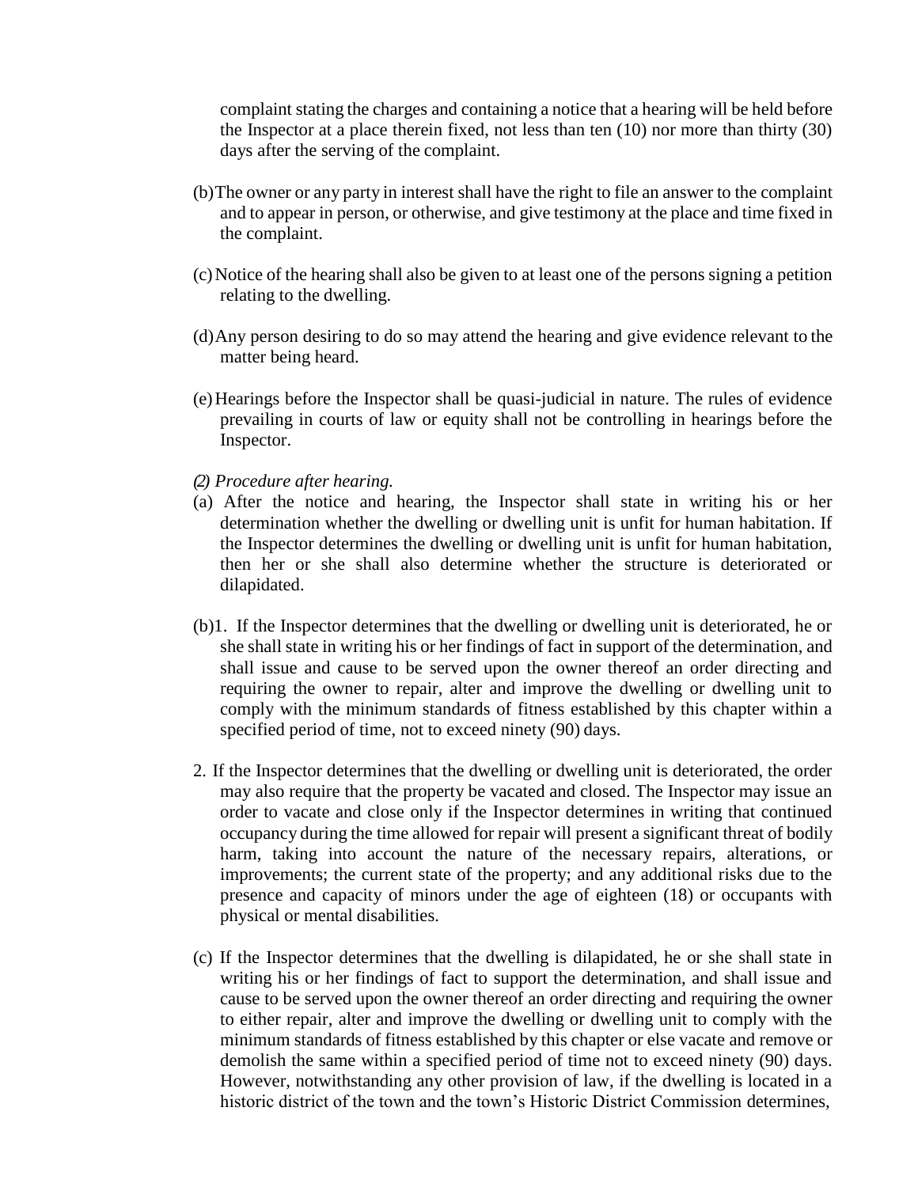complaint stating the charges and containing a notice that a hearing will be held before the Inspector at a place therein fixed, not less than ten (10) nor more than thirty (30) days after the serving of the complaint.

(b) The owner or any party in interest shall have the right to file an answer to the complaint and to appear in person, or otherwise, and give testimony at the place and time fixed in the complaint.

(c) Notice of the hearing shall also be given to at least one of the persons signing a petition relating to the dwelling.

(d) Any person desiring to do so may attend the hearing and give evidence relevant to the matter being heard.

(e) Hearings before the Inspector shall be quasi-judicial in nature. The rules of evidence prevailing in courts of law or equity shall not be controlling in hearings before the Inspector.

*(2) Procedure after hearing.*

(a) After the notice and hearing, the Inspector shall state in writing his or her determination whether the dwelling or dwelling unit is unfit for human habitation. If the Inspector determines the dwelling or dwelling unit is unfit for human habitation, then her or she shall also determine whether the structure is deteriorated or dilapidated.

(b)1. If the Inspector determines that the dwelling or dwelling unit is deteriorated, he or she shall state in writing his or her findings of fact in support of the determination, and shall issue and cause to be served upon the owner thereof an order directing and requiring the owner to repair, alter and improve the dwelling or dwelling unit to comply with the minimum standards of fitness established by this chapter within a specified period of time, not to exceed ninety (90) days.

2. If the Inspector determines that the dwelling or dwelling unit is deteriorated, the order may also require that the property be vacated and closed. The Inspector may issue an order to vacate and close only if the Inspector determines in writing that continued occupancy during the time allowed for repair will present a significant threat of bodily harm, taking into account the nature of the necessary repairs, alterations, or improvements; the current state of the property; and any additional risks due to the presence and capacity of minors under the age of eighteen (18) or occupants with physical or mental disabilities.

(c) If the Inspector determines that the dwelling is dilapidated, he or she shall state in writing his or her findings of fact to support the determination, and shall issue and cause to be served upon the owner thereof an order directing and requiring the owner to either repair, alter and improve the dwelling or dwelling unit to comply with the minimum standards of fitness established by this chapter or else vacate and remove or demolish the same within a specified period of time not to exceed ninety (90) days. However, notwithstanding any other provision of law, if the dwelling is located in a historic district of the town and the town's Historic District Commission determines,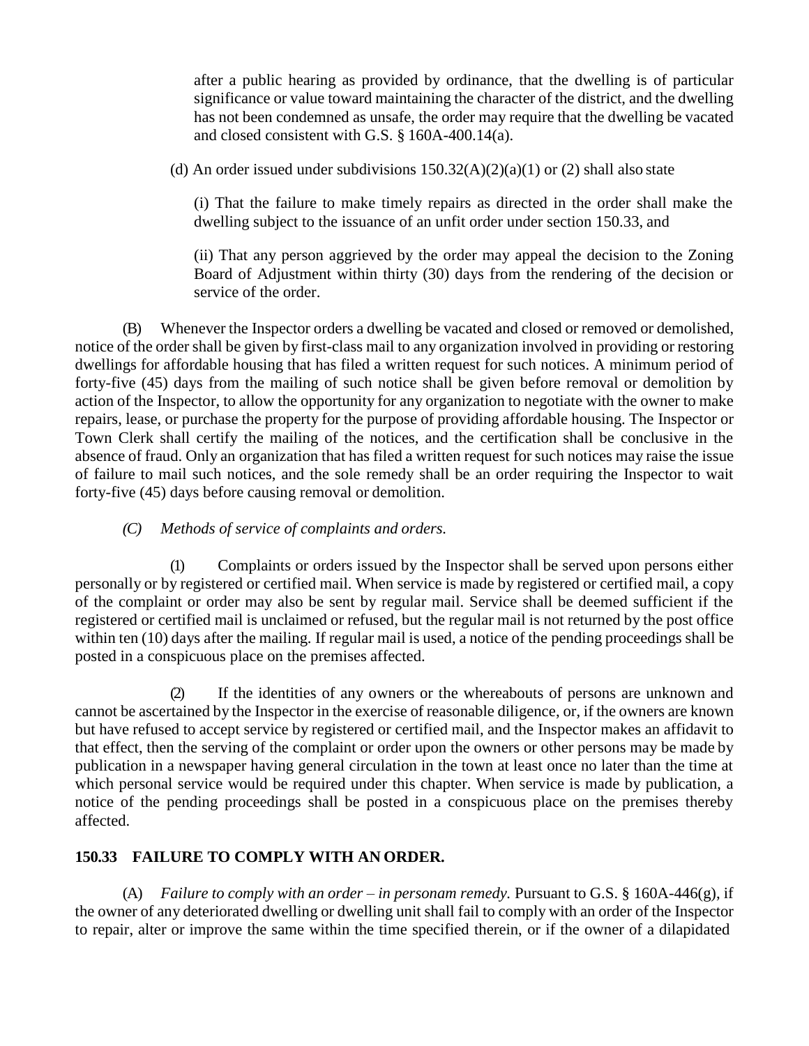after a public hearing as provided by ordinance, that the dwelling is of particular significance or value toward maintaining the character of the district, and the dwelling has not been condemned as unsafe, the order may require that the dwelling be vacated and closed consistent with G.S. § 160A-400.14(a).

(d) An order issued under subdivisions 150.32(A)(2)(a)(1) or (2) shall also state

(i) That the failure to make timely repairs as directed in the order shall make the dwelling subject to the issuance of an unfit order under section 150.33, and

(ii) That any person aggrieved by the order may appeal the decision to the Zoning Board of Adjustment within thirty (30) days from the rendering of the decision or service of the order.

(B) Whenever the Inspector orders a dwelling be vacated and closed or removed or demolished, notice of the order shall be given by first-class mail to any organization involved in providing or restoring dwellings for affordable housing that has filed a written request for such notices. A minimum period of forty-five (45) days from the mailing of such notice shall be given before removal or demolition by action of the Inspector, to allow the opportunity for any organization to negotiate with the owner to make repairs, lease, or purchase the property for the purpose of providing affordable housing. The Inspector or Town Clerk shall certify the mailing of the notices, and the certification shall be conclusive in the absence of fraud. Only an organization that has filed a written request for such notices may raise the issue of failure to mail such notices, and the sole remedy shall be an order requiring the Inspector to wait forty-five (45) days before causing removal or demolition.

*(C) Methods of service of complaints and orders.*

(1) Complaints or orders issued by the Inspector shall be served upon persons either personally or by registered or certified mail. When service is made by registered or certified mail, a copy of the complaint or order may also be sent by regular mail. Service shall be deemed sufficient if the registered or certified mail is unclaimed or refused, but the regular mail is not returned by the post office within ten (10) days after the mailing. If regular mail is used, a notice of the pending proceedings shall be posted in a conspicuous place on the premises affected.

(2) If the identities of any owners or the whereabouts of persons are unknown and cannot be ascertained by the Inspector in the exercise of reasonable diligence, or, if the owners are known but have refused to accept service by registered or certified mail, and the Inspector makes an affidavit to that effect, then the serving of the complaint or order upon the owners or other persons may be made by publication in a newspaper having general circulation in the town at least once no later than the time at which personal service would be required under this chapter. When service is made by publication, a notice of the pending proceedings shall be posted in a conspicuous place on the premises thereby affected.

## 150.33 FAILURE TO COMPLY WITH AN ORDER.

(A) *Failure to comply with an order – in personam remedy.* Pursuant to G.S. § 160A-446(g), if the owner of any deteriorated dwelling or dwelling unit shall fail to comply with an order of the Inspector to repair, alter or improve the same within the time specified therein, or if the owner of a dilapidated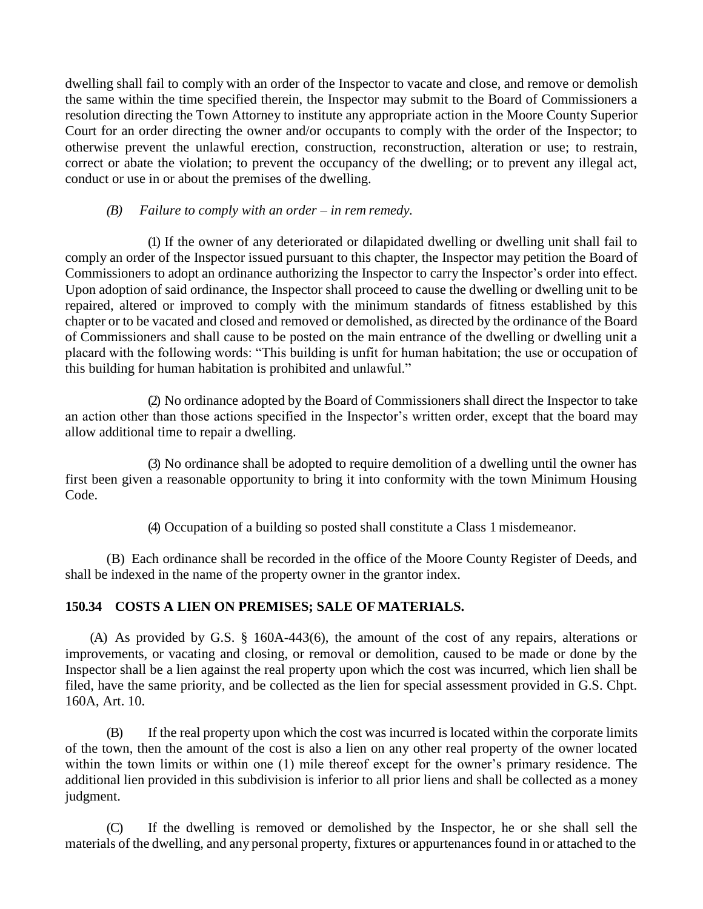dwelling shall fail to comply with an order of the Inspector to vacate and close, and remove or demolish the same within the time specified therein, the Inspector may submit to the Board of Commissioners a resolution directing the Town Attorney to institute any appropriate action in the Moore County Superior Court for an order directing the owner and/or occupants to comply with the order of the Inspector; to otherwise prevent the unlawful erection, construction, reconstruction, alteration or use; to restrain, correct or abate the violation; to prevent the occupancy of the dwelling; or to prevent any illegal act, conduct or use in or about the premises of the dwelling.

*(B) Failure to comply with an order – in rem remedy.*

(1) If the owner of any deteriorated or dilapidated dwelling or dwelling unit shall fail to comply an order of the Inspector issued pursuant to this chapter, the Inspector may petition the Board of Commissioners to adopt an ordinance authorizing the Inspector to carry the Inspector's order into effect. Upon adoption of said ordinance, the Inspector shall proceed to cause the dwelling or dwelling unit to be repaired, altered or improved to comply with the minimum standards of fitness established by this chapter or to be vacated and closed and removed or demolished, as directed by the ordinance of the Board of Commissioners and shall cause to be posted on the main entrance of the dwelling or dwelling unit a placard with the following words: "This building is unfit for human habitation; the use or occupation of this building for human habitation is prohibited and unlawful."

(2) No ordinance adopted by the Board of Commissioners shall direct the Inspector to take an action other than those actions specified in the Inspector's written order, except that the board may allow additional time to repair a dwelling.

(3) No ordinance shall be adopted to require demolition of a dwelling until the owner has first been given a reasonable opportunity to bring it into conformity with the town Minimum Housing Code.

(4) Occupation of a building so posted shall constitute a Class 1 misdemeanor.

(B) Each ordinance shall be recorded in the office of the Moore County Register of Deeds, and shall be indexed in the name of the property owner in the grantor index.

**150.34 COSTS A LIEN ON PREMISES; SALE OF MATERIALS.**

(A) As provided by G.S. § 160A-443(6), the amount of the cost of any repairs, alterations or improvements, or vacating and closing, or removal or demolition, caused to be made or done by the Inspector shall be a lien against the real property upon which the cost was incurred, which lien shall be filed, have the same priority, and be collected as the lien for special assessment provided in G.S. Chpt. 160A, Art. 10.

(B) If the real property upon which the cost was incurred is located within the corporate limits of the town, then the amount of the cost is also a lien on any other real property of the owner located within the town limits or within one (1) mile thereof except for the owner's primary residence. The additional lien provided in this subdivision is inferior to all prior liens and shall be collected as a money judgment.

(C) If the dwelling is removed or demolished by the Inspector, he or she shall sell the materials of the dwelling, and any personal property, fixtures or appurtenances found in or attached to the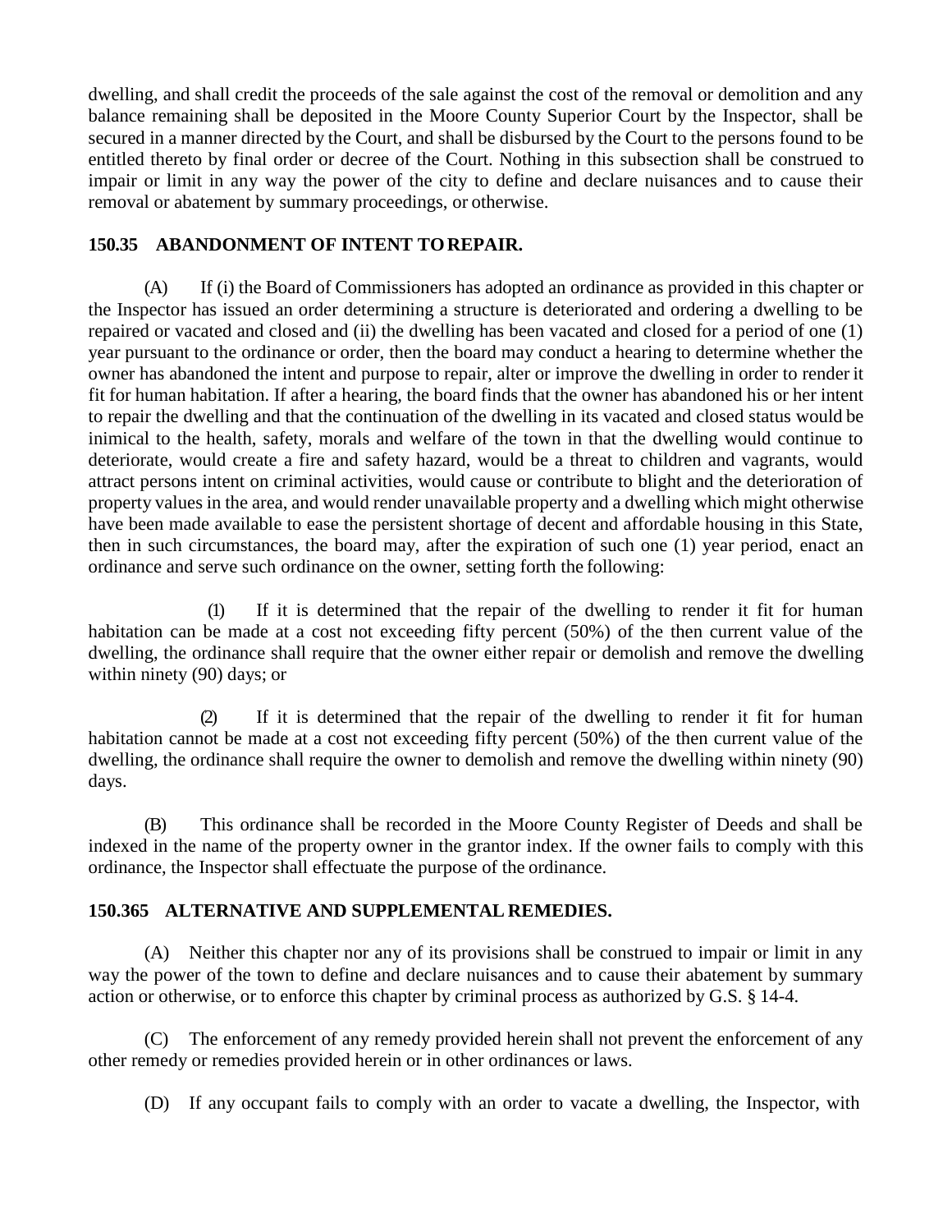dwelling, and shall credit the proceeds of the sale against the cost of the removal or demolition and any balance remaining shall be deposited in the Moore County Superior Court by the Inspector, shall be secured in a manner directed by the Court, and shall be disbursed by the Court to the persons found to be entitled thereto by final order or decree of the Court. Nothing in this subsection shall be construed to impair or limit in any way the power of the city to define and declare nuisances and to cause their removal or abatement by summary proceedings, or otherwise.

**150.35 ABANDONMENT OF INTENT TO REPAIR.**

(A) If (i) the Board of Commissioners has adopted an ordinance as provided in this chapter or the Inspector has issued an order determining a structure is deteriorated and ordering a dwelling to be repaired or vacated and closed and (ii) the dwelling has been vacated and closed for a period of one (1) year pursuant to the ordinance or order, then the board may conduct a hearing to determine whether the owner has abandoned the intent and purpose to repair, alter or improve the dwelling in order to render it fit for human habitation. If after a hearing, the board finds that the owner has abandoned his or her intent to repair the dwelling and that the continuation of the dwelling in its vacated and closed status would be inimical to the health, safety, morals and welfare of the town in that the dwelling would continue to deteriorate, would create a fire and safety hazard, would be a threat to children and vagrants, would attract persons intent on criminal activities, would cause or contribute to blight and the deterioration of property values in the area, and would render unavailable property and a dwelling which might otherwise have been made available to ease the persistent shortage of decent and affordable housing in this State, then in such circumstances, the board may, after the expiration of such one (1) year period, enact an ordinance and serve such ordinance on the owner, setting forth the following:

(1) If it is determined that the repair of the dwelling to render it fit for human habitation can be made at a cost not exceeding fifty percent (50%) of the then current value of the dwelling, the ordinance shall require that the owner either repair or demolish and remove the dwelling within ninety (90) days; or

(2) If it is determined that the repair of the dwelling to render it fit for human habitation cannot be made at a cost not exceeding fifty percent (50%) of the then current value of the dwelling, the ordinance shall require the owner to demolish and remove the dwelling within ninety (90) days.

(B) This ordinance shall be recorded in the Moore County Register of Deeds and shall be indexed in the name of the property owner in the grantor index. If the owner fails to comply with this ordinance, the Inspector shall effectuate the purpose of the ordinance.

**150.365 ALTERNATIVE AND SUPPLEMENTAL REMEDIES.**

(A) Neither this chapter nor any of its provisions shall be construed to impair or limit in any way the power of the town to define and declare nuisances and to cause their abatement by summary action or otherwise, or to enforce this chapter by criminal process as authorized by G.S. § 14-4.

(C) The enforcement of any remedy provided herein shall not prevent the enforcement of any other remedy or remedies provided herein or in other ordinances or laws.

(D) If any occupant fails to comply with an order to vacate a dwelling, the Inspector, with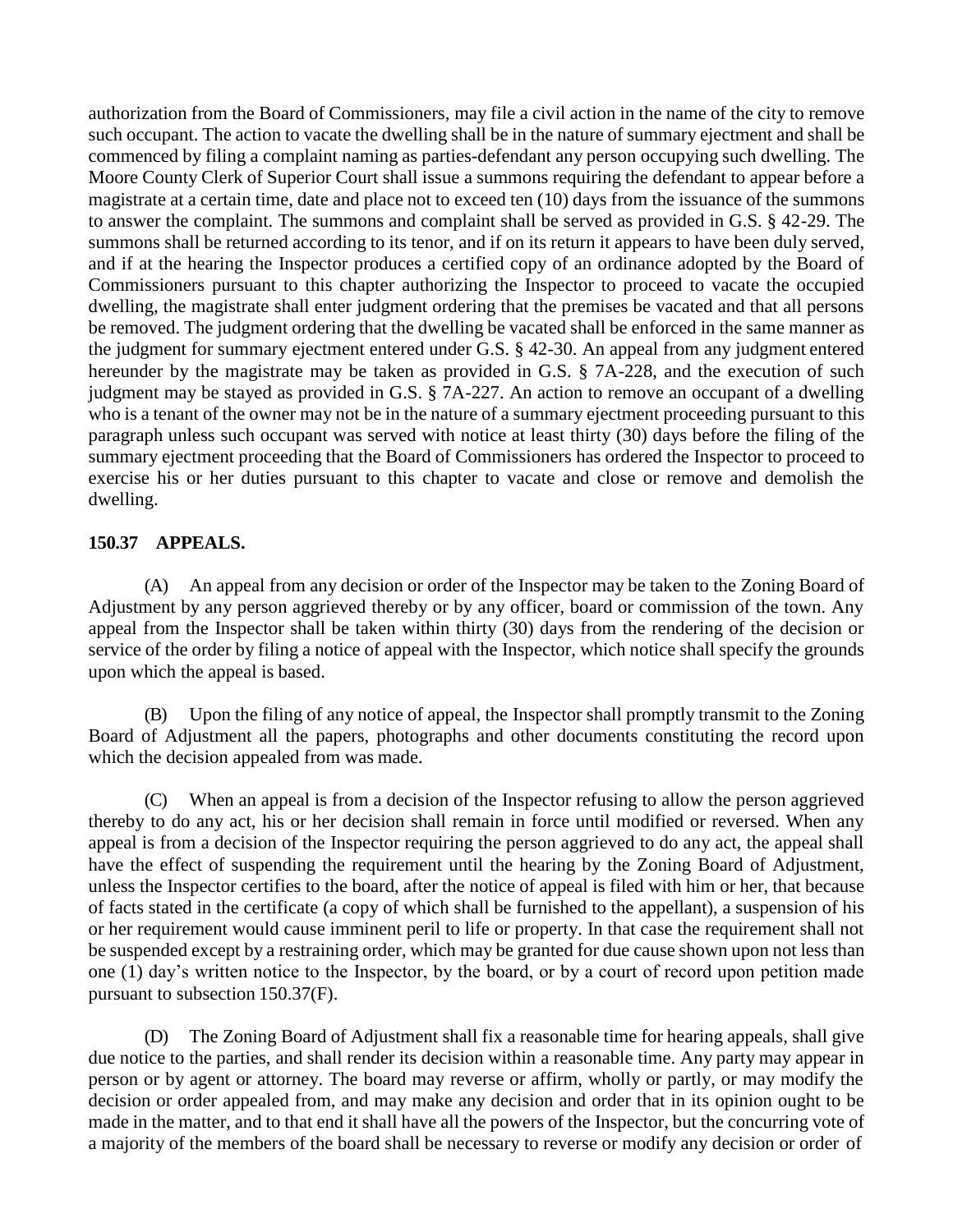authorization from the Board of Commissioners, may file a civil action in the name of the city to remove such occupant. The action to vacate the dwelling shall be in the nature of summary ejectment and shall be commenced by filing a complaint naming as parties-defendant any person occupying such dwelling. The Moore County Clerk of Superior Court shall issue a summons requiring the defendant to appear before a magistrate at a certain time, date and place not to exceed ten (10) days from the issuance of the summons to answer the complaint. The summons and complaint shall be served as provided in G.S. § 42-29. The summons shall be returned according to its tenor, and if on its return it appears to have been duly served, and if at the hearing the Inspector produces a certified copy of an ordinance adopted by the Board of Commissioners pursuant to this chapter authorizing the Inspector to proceed to vacate the occupied dwelling, the magistrate shall enter judgment ordering that the premises be vacated and that all persons be removed. The judgment ordering that the dwelling be vacated shall be enforced in the same manner as the judgment for summary ejectment entered under G.S. § 42-30. An appeal from any judgment entered hereunder by the magistrate may be taken as provided in G.S. § 7A-228, and the execution of such judgment may be stayed as provided in G.S. § 7A-227. An action to remove an occupant of a dwelling who is a tenant of the owner may not be in the nature of a summary ejectment proceeding pursuant to this paragraph unless such occupant was served with notice at least thirty (30) days before the filing of the summary ejectment proceeding that the Board of Commissioners has ordered the Inspector to proceed to exercise his or her duties pursuant to this chapter to vacate and close or remove and demolish the dwelling.

**150.37 APPEALS.**

(A) An appeal from any decision or order of the Inspector may be taken to the Zoning Board of Adjustment by any person aggrieved thereby or by any officer, board or commission of the town. Any appeal from the Inspector shall be taken within thirty (30) days from the rendering of the decision or service of the order by filing a notice of appeal with the Inspector, which notice shall specify the grounds upon which the appeal is based.

(B) Upon the filing of any notice of appeal, the Inspector shall promptly transmit to the Zoning Board of Adjustment all the papers, photographs and other documents constituting the record upon which the decision appealed from was made.

(C) When an appeal is from a decision of the Inspector refusing to allow the person aggrieved thereby to do any act, his or her decision shall remain in force until modified or reversed. When any appeal is from a decision of the Inspector requiring the person aggrieved to do any act, the appeal shall have the effect of suspending the requirement until the hearing by the Zoning Board of Adjustment, unless the Inspector certifies to the board, after the notice of appeal is filed with him or her, that because of facts stated in the certificate (a copy of which shall be furnished to the appellant), a suspension of his or her requirement would cause imminent peril to life or property. In that case the requirement shall not be suspended except by a restraining order, which may be granted for due cause shown upon not less than one (1) day's written notice to the Inspector, by the board, or by a court of record upon petition made pursuant to subsection 150.37(F).

(D) The Zoning Board of Adjustment shall fix a reasonable time for hearing appeals, shall give due notice to the parties, and shall render its decision within a reasonable time. Any party may appear in person or by agent or attorney. The board may reverse or affirm, wholly or partly, or may modify the decision or order appealed from, and may make any decision and order that in its opinion ought to be made in the matter, and to that end it shall have all the powers of the Inspector, but the concurring vote of a majority of the members of the board shall be necessary to reverse or modify any decision or order of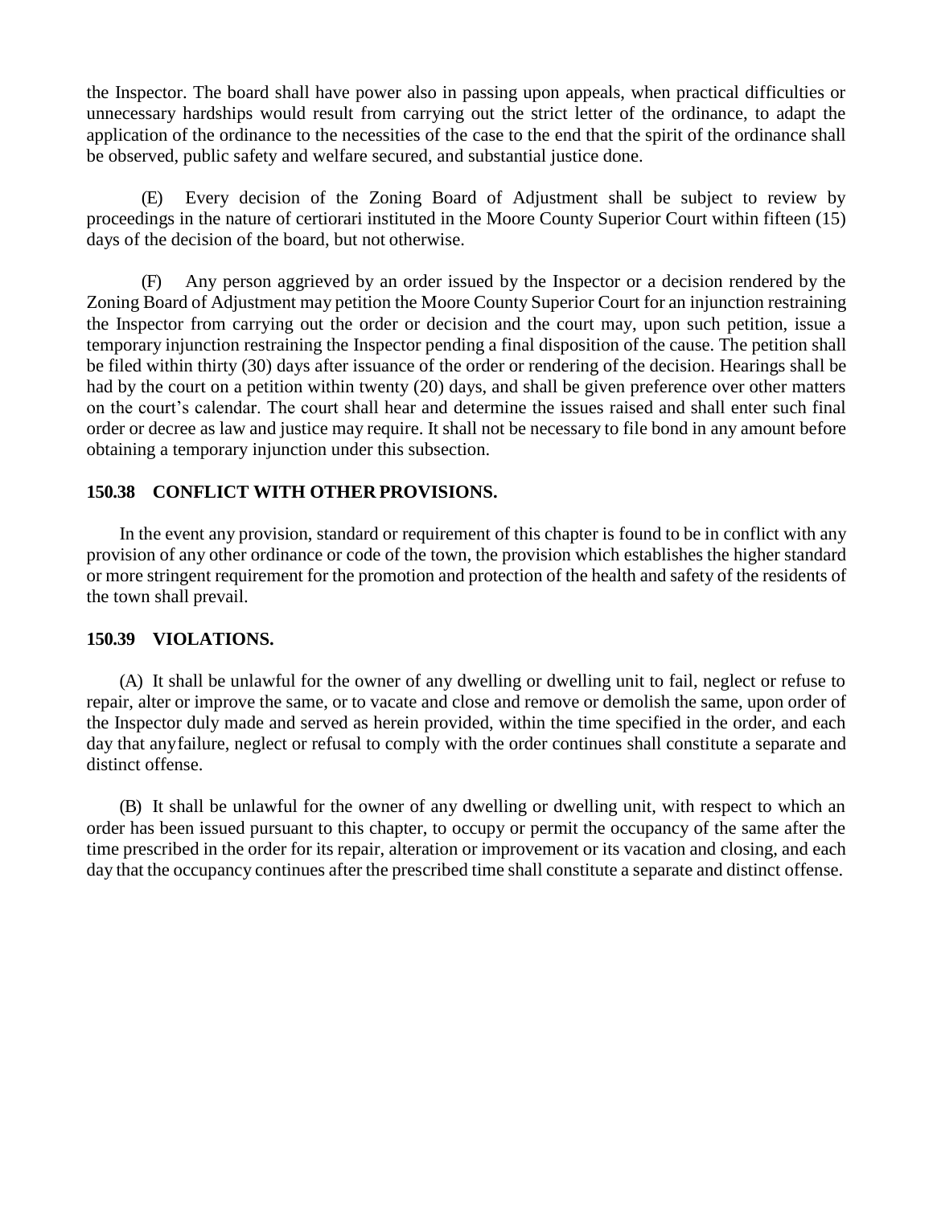the Inspector. The board shall have power also in passing upon appeals, when practical difficulties or unnecessary hardships would result from carrying out the strict letter of the ordinance, to adapt the application of the ordinance to the necessities of the case to the end that the spirit of the ordinance shall be observed, public safety and welfare secured, and substantial justice done.

(E) Every decision of the Zoning Board of Adjustment shall be subject to review by proceedings in the nature of certiorari instituted in the Moore County Superior Court within fifteen (15) days of the decision of the board, but not otherwise.

(F) Any person aggrieved by an order issued by the Inspector or a decision rendered by the Zoning Board of Adjustment may petition the Moore County Superior Court for an injunction restraining the Inspector from carrying out the order or decision and the court may, upon such petition, issue a temporary injunction restraining the Inspector pending a final disposition of the cause. The petition shall be filed within thirty (30) days after issuance of the order or rendering of the decision. Hearings shall be had by the court on a petition within twenty (20) days, and shall be given preference over other matters on the court's calendar. The court shall hear and determine the issues raised and shall enter such final order or decree as law and justice may require. It shall not be necessary to file bond in any amount before obtaining a temporary injunction under this subsection.

### 150.38 CONFLICT WITH OTHER PROVISIONS.

In the event any provision, standard or requirement of this chapter is found to be in conflict with any provision of any other ordinance or code of the town, the provision which establishes the higher standard or more stringent requirement for the promotion and protection of the health and safety of the residents of the town shall prevail.

### 150.39 VIOLATIONS.

(A) It shall be unlawful for the owner of any dwelling or dwelling unit to fail, neglect or refuse to repair, alter or improve the same, or to vacate and close and remove or demolish the same, upon order of the Inspector duly made and served as herein provided, within the time specified in the order, and each day that anyfailure, neglect or refusal to comply with the order continues shall constitute a separate and distinct offense.

(B) It shall be unlawful for the owner of any dwelling or dwelling unit, with respect to which an order has been issued pursuant to this chapter, to occupy or permit the occupancy of the same after the time prescribed in the order for its repair, alteration or improvement or its vacation and closing, and each day that the occupancy continues after the prescribed time shall constitute a separate and distinct offense.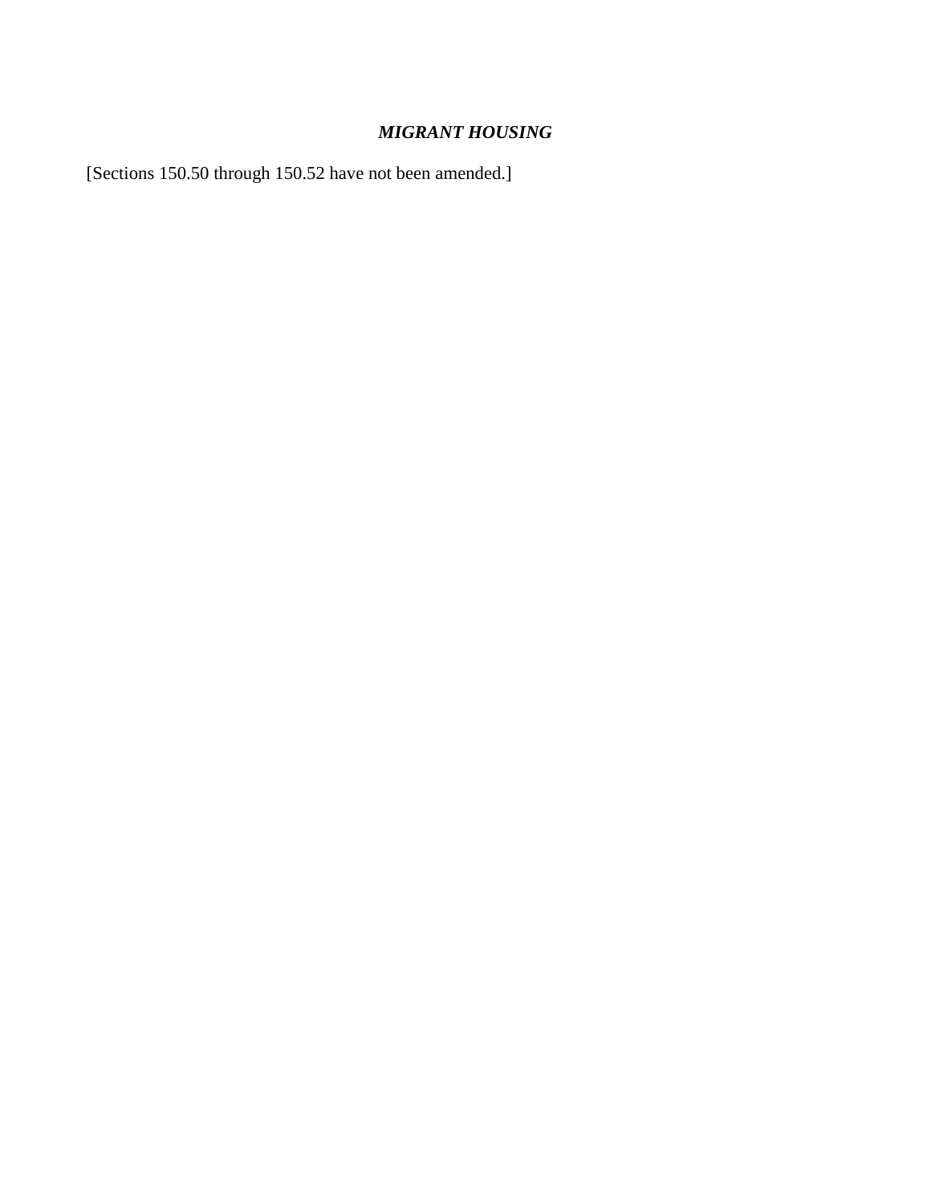### *MIGRANT HOUSING*

[Sections 150.50 through 150.52 have not been amended.]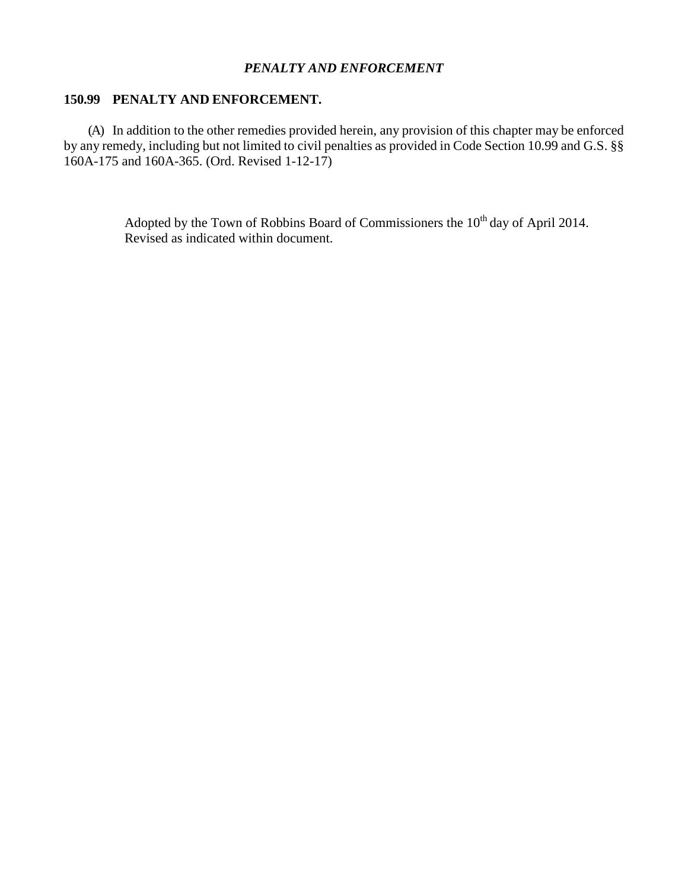## *PENALTY AND ENFORCEMENT*

### 150.99 PENALTY AND ENFORCEMENT.

(A) In addition to the other remedies provided herein, any provision of this chapter may be enforced by any remedy, including but not limited to civil penalties as provided in Code Section 10.99 and G.S. §§ 160A-175 and 160A-365. (Ord. Revised 1-12-17)

Adopted by the Town of Robbins Board of Commissioners the 10th day of April 2014. Revised as indicated within document.